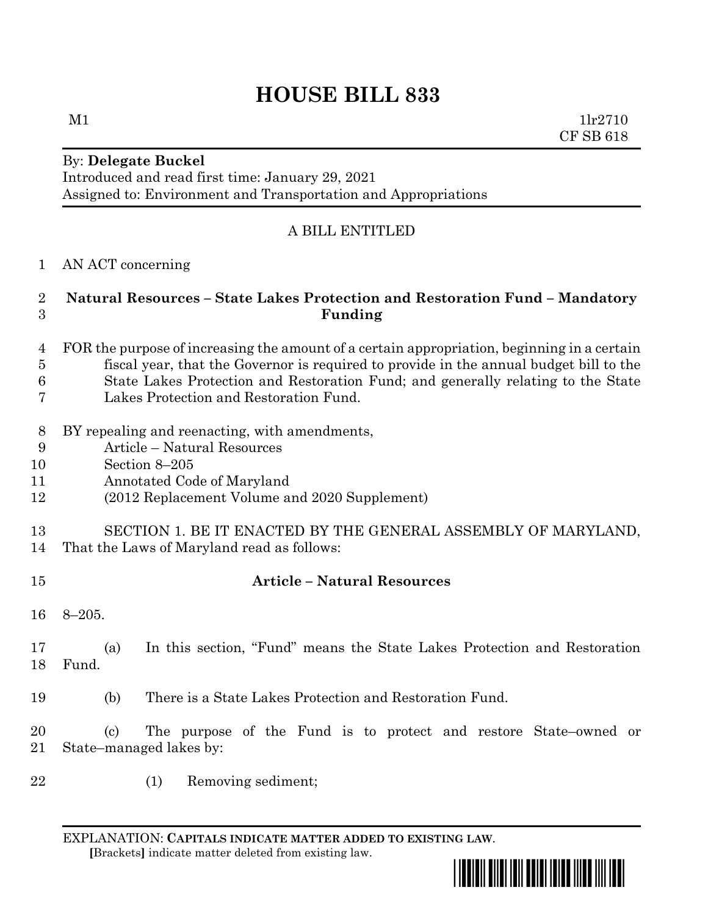# HOUSE BILL 833

M1 1lr2710
CF SB 618

By: **Delegate Buckel**
Introduced and read first time: January 29, 2021
Assigned to: Environment and Transportation and Appropriations

A BILL ENTITLED

1 AN ACT concerning

2 **Natural Resources – State Lakes Protection and Restoration Fund – Mandatory**
3 **Funding**

4 FOR the purpose of increasing the amount of a certain appropriation, beginning in a certain
5 fiscal year, that the Governor is required to provide in the annual budget bill to the
6 State Lakes Protection and Restoration Fund; and generally relating to the State
7 Lakes Protection and Restoration Fund.

8 BY repealing and reenacting, with amendments,
9 Article – Natural Resources
10 Section 8–205
11 Annotated Code of Maryland
12 (2012 Replacement Volume and 2020 Supplement)

13 SECTION 1. BE IT ENACTED BY THE GENERAL ASSEMBLY OF MARYLAND,
14 That the Laws of Maryland read as follows:

15 **Article – Natural Resources**

16 8–205.

17 (a) In this section, "Fund" means the State Lakes Protection and Restoration
18 Fund.

19 (b) There is a State Lakes Protection and Restoration Fund.

20 (c) The purpose of the Fund is to protect and restore State–owned or
21 State–managed lakes by:

22 (1) Removing sediment;

EXPLANATION: **CAPITALS INDICATE MATTER ADDED TO EXISTING LAW**.
**[**Brackets**]** indicate matter deleted from existing law.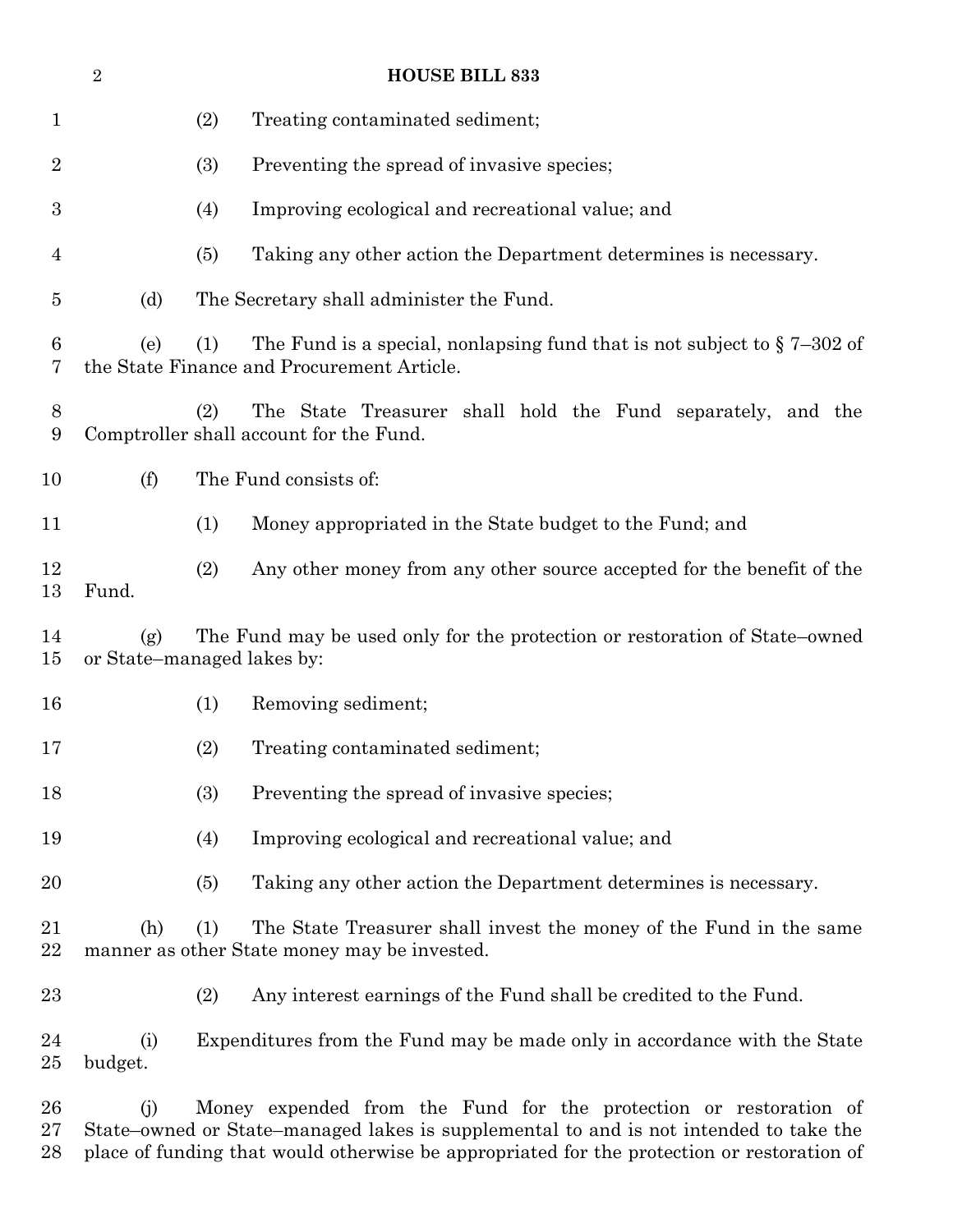(2) Treating contaminated sediment;

(3) Preventing the spread of invasive species;

(4) Improving ecological and recreational value; and

(5) Taking any other action the Department determines is necessary.

(d) The Secretary shall administer the Fund.

(e) (1) The Fund is a special, nonlapsing fund that is not subject to § 7–302 of the State Finance and Procurement Article.

(2) The State Treasurer shall hold the Fund separately, and the Comptroller shall account for the Fund.

(f) The Fund consists of:

(1) Money appropriated in the State budget to the Fund; and

(2) Any other money from any other source accepted for the benefit of the Fund.

(g) The Fund may be used only for the protection or restoration of State–owned or State–managed lakes by:

(1) Removing sediment;

(2) Treating contaminated sediment;

(3) Preventing the spread of invasive species;

(4) Improving ecological and recreational value; and

(5) Taking any other action the Department determines is necessary.

(h) (1) The State Treasurer shall invest the money of the Fund in the same manner as other State money may be invested.

(2) Any interest earnings of the Fund shall be credited to the Fund.

(i) Expenditures from the Fund may be made only in accordance with the State budget.

(j) Money expended from the Fund for the protection or restoration of State–owned or State–managed lakes is supplemental to and is not intended to take the place of funding that would otherwise be appropriated for the protection or restoration of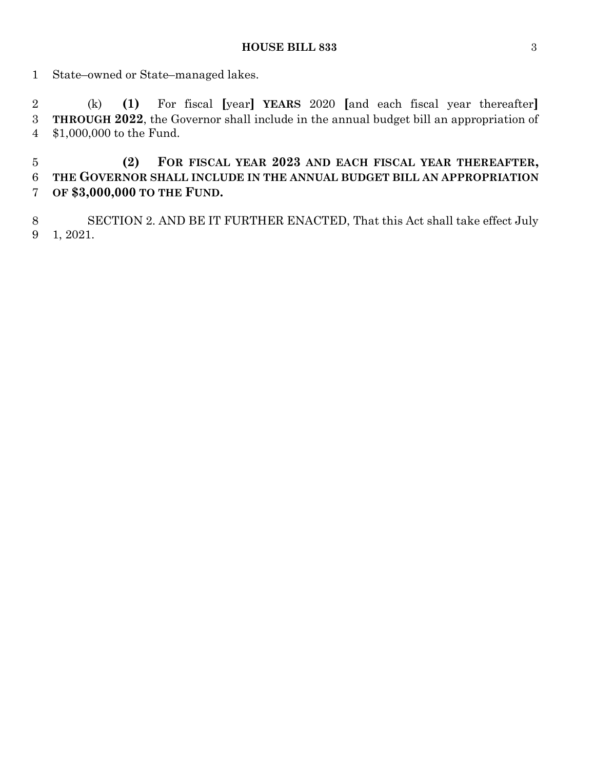State–owned or State–managed lakes.

(k) **(1)** For fiscal [year] **YEARS** 2020 [and each fiscal year thereafter] **THROUGH 2022**, the Governor shall include in the annual budget bill an appropriation of $1,000,000 to the Fund.

**(2) FOR FISCAL YEAR 2023 AND EACH FISCAL YEAR THEREAFTER, THE GOVERNOR SHALL INCLUDE IN THE ANNUAL BUDGET BILL AN APPROPRIATION OF $3,000,000 TO THE FUND.**

SECTION 2. AND BE IT FURTHER ENACTED, That this Act shall take effect July 1, 2021.